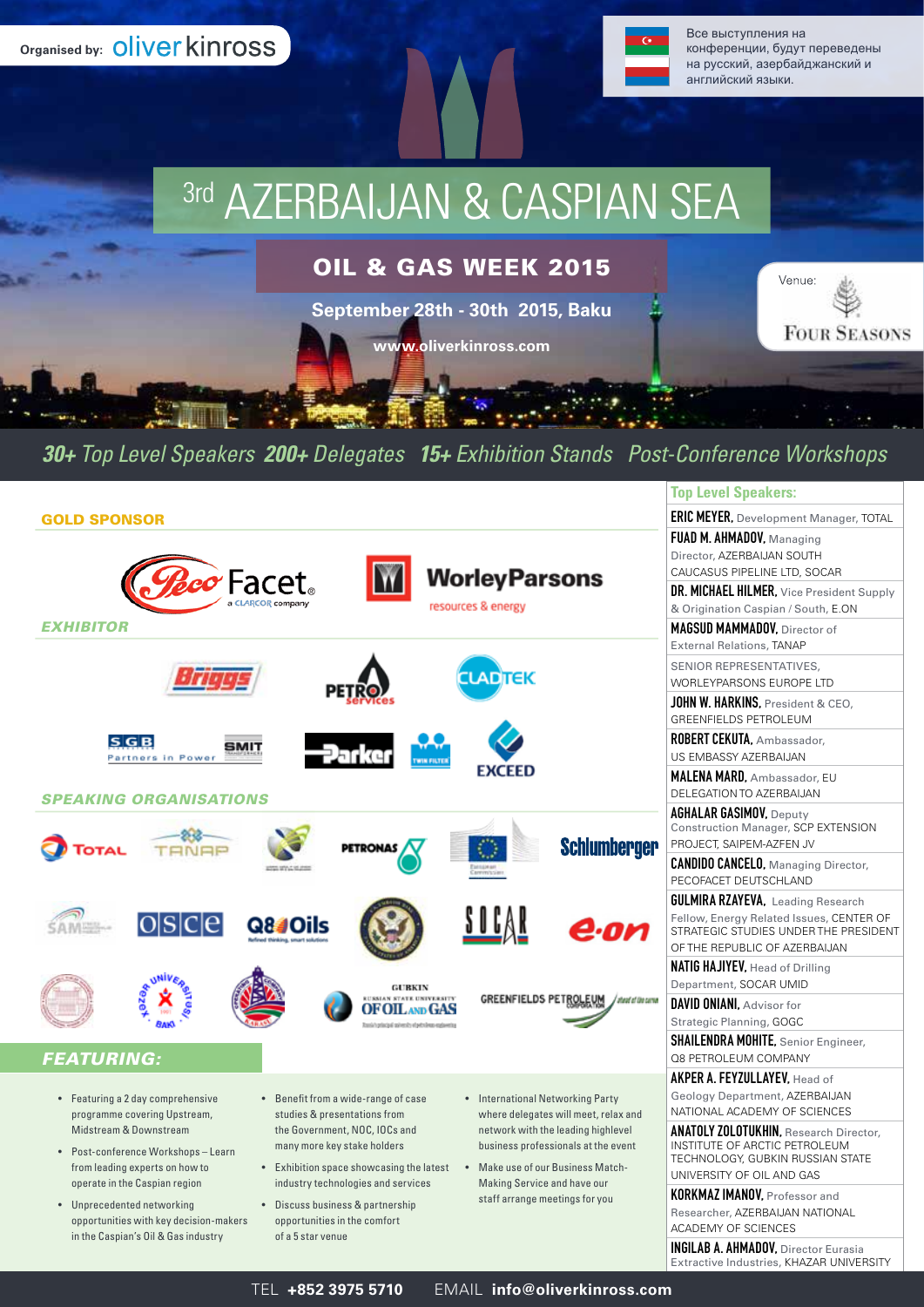Organised by: oliverkinross

Все выступления на конференции, будут переведены на русский, азербайджанский и английский языки.

# 3rd AZERBAIJAN & CASPIAN SEA

## OIL & GAS WEEK 2015

**September 28th - 30th 2015, Baku**

www.oliverkinross.com

Venue: Four Seasons

*30+ Top Level Speakers 200+ Delegates 15+ Exhibition Stands Post-Conference Workshops*

### GOLD SPONSOR

Peco Facet, a CLARCOR company

WorleyParsons resources & energy

### EXHIBITOR

Briggs

Petro Services

CladTek

SGB Partners in Power

SMIT Transformers

Parker

Twin Filter

Exceed

### SPEAKING ORGANISATIONS

Total, TANAP, Petronas, European Commission, Schlumberger, SAM, OSCE, Q8Oils, SOCAR, e.on, Khazar University, Gubkin Russian State University of Oil and Gas, Greenfields Petroleum Corporation

### FEATURING:

- Featuring a 2 day comprehensive programme covering Upstream, Midstream & Downstream
- Post-conference Workshops – Learn from leading experts on how to operate in the Caspian region
- Unprecedented networking opportunities with key decision-makers in the Caspian's Oil & Gas industry
- Benefit from a wide-range of case studies & presentations from the Government, NOC, IOCs and many more key stake holders
- Exhibition space showcasing the latest industry technologies and services
- Discuss business & partnership opportunities in the comfort of a 5 star venue
- International Networking Party where delegates will meet, relax and network with the leading highlevel business professionals at the event
- Make use of our Business Match-Making Service and have our staff arrange meetings for you

### Top Level Speakers:

- **ERIC MEYER,** Development Manager, TOTAL
- **FUAD M. AHMADOV,** Managing Director, AZERBAIJAN SOUTH CAUCASUS PIPELINE LTD, SOCAR
- **DR. MICHAEL HEILMER,** Vice President Supply & Origination Caspian / South, E.ON
- **MAGSUD MAMMADOV,** Director of External Relations, TANAP
- SENIOR REPRESENTATIVES, WORLEYPARSONS EUROPE LTD
- **JOHN W. HARKINS,** President & CEO, GREENFIELDS PETROLEUM
- **ROBERT CEKUTA,** Ambassador, US EMBASSY AZERBAIJAN
- **MALENA MARD,** Ambassador, EU DELEGATION TO AZERBAIJAN
- **AGHALAR GASIMOV,** Deputy Construction Manager, SCP EXTENSION PROJECT, SAIPEM-AZFEN JV
- **CANDIDO CANCELO,** Managing Director, PECOFACET DEUTSCHLAND
- **GULMIRA RZAYEVA,** Leading Research Fellow, Energy Related Issues, CENTER OF STRATEGIC STUDIES UNDER THE PRESIDENT OF THE REPUBLIC OF AZERBAIJAN
- **NATIG HAJIYEV,** Head of Drilling Department, SOCAR UMID
- **DAVID ONIANI,** Advisor for Strategic Planning, GOGC
- **SHAILENDRA MOHITE,** Senior Engineer, Q8 PETROLEUM COMPANY
- **AKPER A. FEYZULLAYEV,** Head of Geology Department, AZERBAIJAN NATIONAL ACADEMY OF SCIENCES
- **ANATOLY ZOLOTUKHIN,** Research Director, INSTITUTE OF ARCTIC PETROLEUM TECHNOLOGY, GUBKIN RUSSIAN STATE UNIVERSITY OF OIL AND GAS
- **KORKMAZ IMANOV,** Professor and Researcher, AZERBAIJAN NATIONAL ACADEMY OF SCIENCES
- **INGILAB A. AHMADOV,** Director Eurasia Extractive Industries, KHAZAR UNIVERSITY

TEL **+852 3975 5710** EMAIL **info@oliverkinross.com**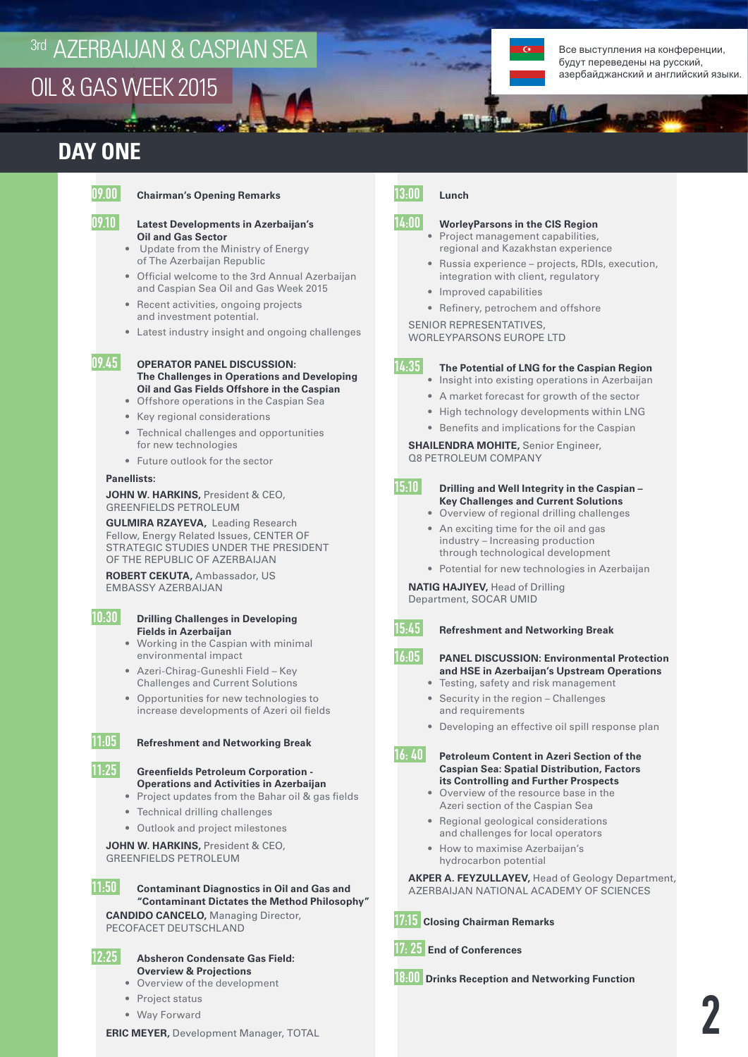# 3rd AZERBAIJAN & CASPIAN SEA OIL & GAS WEEK 2015

Все выступления на конференции, будут переведены на русский, азербайджанский и английский языки.

## DAY ONE

**09.00** **Chairman's Opening Remarks**

**09.10** **Latest Developments in Azerbaijan's Oil and Gas Sector**

- Update from the Ministry of Energy of The Azerbaijan Republic
- Official welcome to the 3rd Annual Azerbaijan and Caspian Sea Oil and Gas Week 2015
- Recent activities, ongoing projects and investment potential.
- Latest industry insight and ongoing challenges

**09.45** **OPERATOR PANEL DISCUSSION: The Challenges in Operations and Developing Oil and Gas Fields Offshore in the Caspian**

- Offshore operations in the Caspian Sea
- Key regional considerations
- Technical challenges and opportunities for new technologies
- Future outlook for the sector

**Panellists:**

**JOHN W. HARKINS,** President & CEO, GREENFIELDS PETROLEUM

**GULMIRA RZAYEVA,** Leading Research Fellow, Energy Related Issues, CENTER OF STRATEGIC STUDIES UNDER THE PRESIDENT OF THE REPUBLIC OF AZERBAIJAN

**ROBERT CEKUTA,** Ambassador, US EMBASSY AZERBAIJAN

**10:30** **Drilling Challenges in Developing Fields in Azerbaijan**

- Working in the Caspian with minimal environmental impact
- Azeri-Chirag-Guneshli Field – Key Challenges and Current Solutions
- Opportunities for new technologies to increase developments of Azeri oil fields

**11:05** **Refreshment and Networking Break**

**11:25** **Greenfields Petroleum Corporation - Operations and Activities in Azerbaijan**

- Project updates from the Bahar oil & gas fields
- Technical drilling challenges
- Outlook and project milestones

**JOHN W. HARKINS,** President & CEO, GREENFIELDS PETROLEUM

**11:50** **Contaminant Diagnostics in Oil and Gas and "Contaminant Dictates the Method Philosophy"**

**CANDIDO CANCELO,** Managing Director, PECOFACET DEUTSCHLAND

**12:25** **Absheron Condensate Gas Field: Overview & Projections**

- Overview of the development
- Project status
- Way Forward

**ERIC MEYER,** Development Manager, TOTAL

**13:00** **Lunch**

**14:00** **WorleyParsons in the CIS Region**

- Project management capabilities, regional and Kazakhstan experience
- Russia experience – projects, RDIs, execution, integration with client, regulatory
- Improved capabilities
- Refinery, petrochem and offshore

SENIOR REPRESENTATIVES, WORLEYPARSONS EUROPE LTD

**14:35** **The Potential of LNG for the Caspian Region**

- Insight into existing operations in Azerbaijan
- A market forecast for growth of the sector
- High technology developments within LNG
- Benefits and implications for the Caspian

**SHAILENDRA MOHITE,** Senior Engineer, Q8 PETROLEUM COMPANY

**15:10** **Drilling and Well Integrity in the Caspian – Key Challenges and Current Solutions**

- Overview of regional drilling challenges
- An exciting time for the oil and gas industry – Increasing production through technological development
- Potential for new technologies in Azerbaijan

**NATIG HAJIYEV,** Head of Drilling Department, SOCAR UMID

**15:45** **Refreshment and Networking Break**

**16:05** **PANEL DISCUSSION: Environmental Protection and HSE in Azerbaijan's Upstream Operations**

- Testing, safety and risk management
- Security in the region – Challenges and requirements
- Developing an effective oil spill response plan

**16: 40** **Petroleum Content in Azeri Section of the Caspian Sea: Spatial Distribution, Factors its Controlling and Further Prospects**

- Overview of the resource base in the Azeri section of the Caspian Sea
- Regional geological considerations and challenges for local operators
- How to maximise Azerbaijan's hydrocarbon potential

**AKPER A. FEYZULLAYEV,** Head of Geology Department, AZERBAIJAN NATIONAL ACADEMY OF SCIENCES

**17:15** **Closing Chairman Remarks**

**17: 25** **End of Conferences**

**18:00** **Drinks Reception and Networking Function**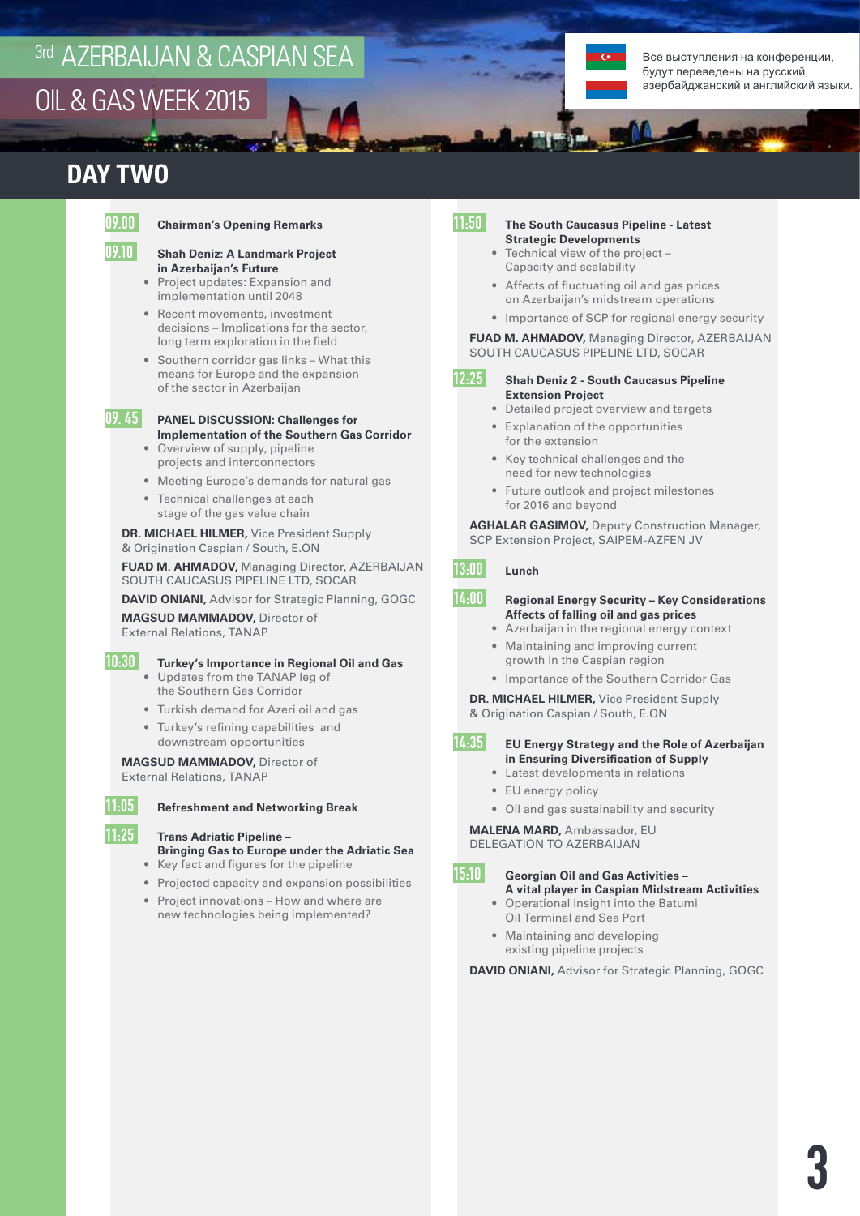# 3rd AZERBAIJAN & CASPIAN SEA OIL & GAS WEEK 2015

Все выступления на конференции, будут переведены на русский, азербайджанский и английский языки.

## DAY TWO

**09.00** **Chairman's Opening Remarks**

**09.10** **Shah Deniz: A Landmark Project in Azerbaijan's Future**

- Project updates: Expansion and implementation until 2048
- Recent movements, investment decisions – Implications for the sector, long term exploration in the field
- Southern corridor gas links – What this means for Europe and the expansion of the sector in Azerbaijan

**09. 45** **PANEL DISCUSSION: Challenges for Implementation of the Southern Gas Corridor**

- Overview of supply, pipeline projects and interconnectors
- Meeting Europe's demands for natural gas
- Technical challenges at each stage of the gas value chain

**DR. MICHAEL HILMER,** Vice President Supply & Origination Caspian / South, E.ON

**FUAD M. AHMADOV,** Managing Director, AZERBAIJAN SOUTH CAUCASUS PIPELINE LTD, SOCAR

**DAVID ONIANI,** Advisor for Strategic Planning, GOGC

**MAGSUD MAMMADOV,** Director of External Relations, TANAP

**10:30** **Turkey's Importance in Regional Oil and Gas**

- Updates from the TANAP leg of the Southern Gas Corridor
- Turkish demand for Azeri oil and gas
- Turkey's refining capabilities and downstream opportunities

**MAGSUD MAMMADOV,** Director of External Relations, TANAP

**11:05** **Refreshment and Networking Break**

**11:25** **Trans Adriatic Pipeline – Bringing Gas to Europe under the Adriatic Sea**

- Key fact and figures for the pipeline
- Projected capacity and expansion possibilities
- Project innovations – How and where are new technologies being implemented?

**11:50** **The South Caucasus Pipeline - Latest Strategic Developments**

- Technical view of the project – Capacity and scalability
- Affects of fluctuating oil and gas prices on Azerbaijan's midstream operations
- Importance of SCP for regional energy security

**FUAD M. AHMADOV,** Managing Director, AZERBAIJAN SOUTH CAUCASUS PIPELINE LTD, SOCAR

**12:25** **Shah Deniz 2 - South Caucasus Pipeline Extension Project**

- Detailed project overview and targets
- Explanation of the opportunities for the extension
- Key technical challenges and the need for new technologies
- Future outlook and project milestones for 2016 and beyond

**AGHALAR GASIMOV,** Deputy Construction Manager, SCP Extension Project, SAIPEM-AZFEN JV

**13:00** **Lunch**

**14:00** **Regional Energy Security – Key Considerations Affects of falling oil and gas prices**

- Azerbaijan in the regional energy context
- Maintaining and improving current growth in the Caspian region
- Importance of the Southern Corridor Gas

**DR. MICHAEL HILMER,** Vice President Supply & Origination Caspian / South, E.ON

**14:35** **EU Energy Strategy and the Role of Azerbaijan in Ensuring Diversification of Supply**

- Latest developments in relations
- EU energy policy
- Oil and gas sustainability and security

**MALENA MARD,** Ambassador, EU DELEGATION TO AZERBAIJAN

**15:10** **Georgian Oil and Gas Activities – A vital player in Caspian Midstream Activities**

- Operational insight into the Batumi Oil Terminal and Sea Port
- Maintaining and developing existing pipeline projects

**DAVID ONIANI,** Advisor for Strategic Planning, GOGC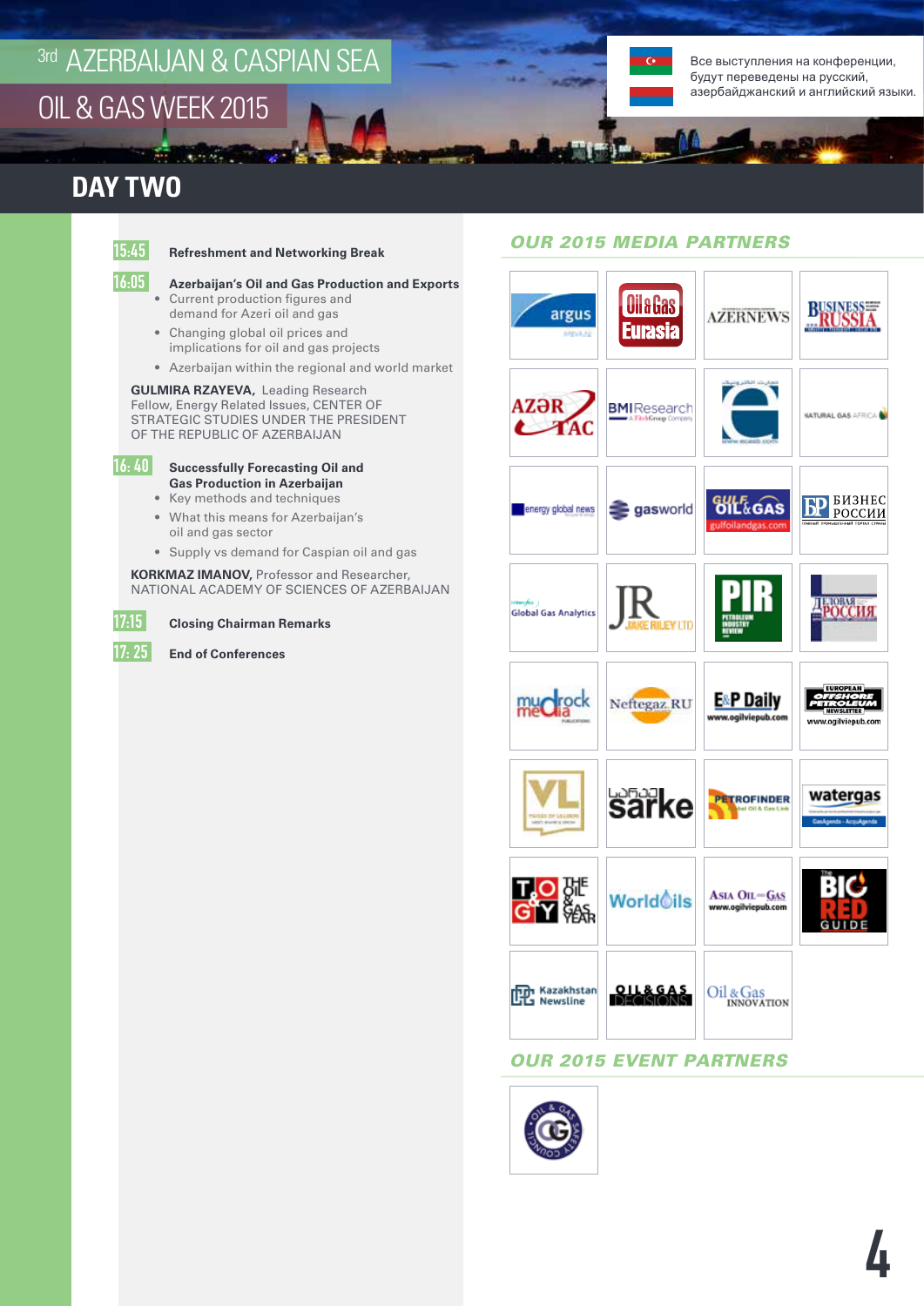# 3rd AZERBAIJAN & CASPIAN SEA OIL & GAS WEEK 2015

Все выступления на конференции, будут переведены на русский, азербайджанский и английский языки.

## DAY TWO

**15:45** **Refreshment and Networking Break**

**16:05** **Azerbaijan's Oil and Gas Production and Exports**

- Current production figures and demand for Azeri oil and gas
- Changing global oil prices and implications for oil and gas projects
- Azerbaijan within the regional and world market

**GULMIRA RZAYEVA,** Leading Research Fellow, Energy Related Issues, CENTER OF STRATEGIC STUDIES UNDER THE PRESIDENT OF THE REPUBLIC OF AZERBAIJAN

**16: 40** **Successfully Forecasting Oil and Gas Production in Azerbaijan**

- Key methods and techniques
- What this means for Azerbaijan's oil and gas sector
- Supply vs demand for Caspian oil and gas

**KORKMAZ IMANOV,** Professor and Researcher, NATIONAL ACADEMY OF SCIENCES OF AZERBAIJAN

**17:15** **Closing Chairman Remarks**

**17: 25** **End of Conferences**

### OUR 2015 MEDIA PARTNERS

argus, Oil & Gas Eurasia, AZERNEWS, Business Russia, AZƏRTAC, BMI Research, Natural Gas Africa, energy global news, gasworld, Gulf Oil & Gas, Бизнес России, Global Gas Analytics, JR Jake Riley Ltd, PIR Petroleum Industry Review, Деловая Россия, mudrock media, Neftegaz.RU, E&P Daily, European Offshore Petroleum Newsletter, VL, sarke, Petrofinder, watergas, The Oil & Gas Year, WorldOils, Asia Oil & Gas, Big Red Guide, Kazakhstan Newsline, Oil & Gas Decisions, Oil & Gas Innovation

### OUR 2015 EVENT PARTNERS

Oil & Gas Safety Council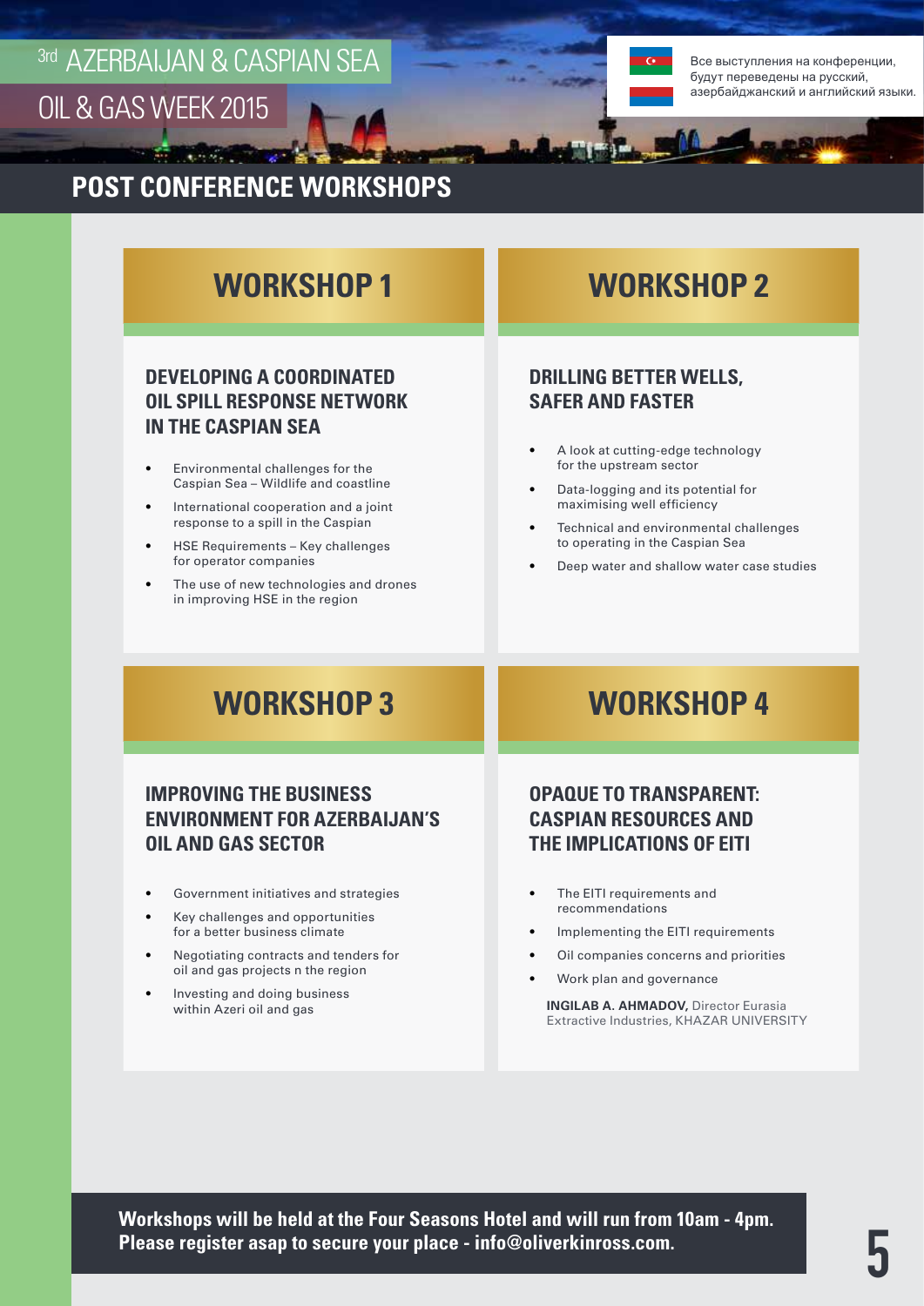# POST CONFERENCE WORKSHOPS

## WORKSHOP 1

### DEVELOPING A COORDINATED OIL SPILL RESPONSE NETWORK IN THE CASPIAN SEA

- Environmental challenges for the Caspian Sea – Wildlife and coastline
- International cooperation and a joint response to a spill in the Caspian
- HSE Requirements – Key challenges for operator companies
- The use of new technologies and drones in improving HSE in the region

## WORKSHOP 2

### DRILLING BETTER WELLS, SAFER AND FASTER

- A look at cutting-edge technology for the upstream sector
- Data-logging and its potential for maximising well efficiency
- Technical and environmental challenges to operating in the Caspian Sea
- Deep water and shallow water case studies

## WORKSHOP 3

### IMPROVING THE BUSINESS ENVIRONMENT FOR AZERBAIJAN'S OIL AND GAS SECTOR

- Government initiatives and strategies
- Key challenges and opportunities for a better business climate
- Negotiating contracts and tenders for oil and gas projects n the region
- Investing and doing business within Azeri oil and gas

## WORKSHOP 4

### OPAQUE TO TRANSPARENT: CASPIAN RESOURCES AND THE IMPLICATIONS OF EITI

- The EITI requirements and recommendations
- Implementing the EITI requirements
- Oil companies concerns and priorities
- Work plan and governance

**INGILAB A. AHMADOV,** Director Eurasia Extractive Industries, KHAZAR UNIVERSITY

**Workshops will be held at the Four Seasons Hotel and will run from 10am - 4pm. Please register asap to secure your place - info@oliverkinross.com.**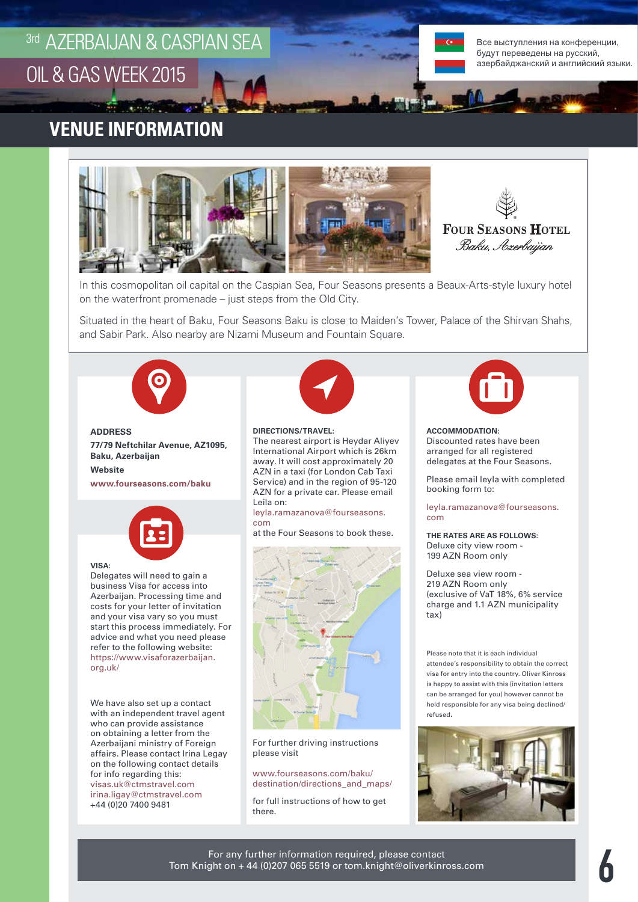# VENUE INFORMATION

**Four Seasons Hotel**
*Baku, Azerbaijan*

In this cosmopolitan oil capital on the Caspian Sea, Four Seasons presents a Beaux-Arts-style luxury hotel on the waterfront promenade – just steps from the Old City.

Situated in the heart of Baku, Four Seasons Baku is close to Maiden's Tower, Palace of the Shirvan Shahs, and Sabir Park. Also nearby are Nizami Museum and Fountain Square.

### ADDRESS

**77/79 Neftchilar Avenue, AZ1095, Baku, Azerbaijan**

**Website**

**www.fourseasons.com/baku**

### VISA:

Delegates will need to gain a business Visa for access into Azerbaijan. Processing time and costs for your letter of invitation and your visa vary so you must start this process immediately. For advice and what you need please refer to the following website: https://www.visaforazerbaijan.org.uk/

We have also set up a contact with an independent travel agent who can provide assistance on obtaining a letter from the Azerbaijani ministry of Foreign affairs. Please contact Irina Legay on the following contact details for info regarding this:
visas.uk@ctmstravel.com
irina.ligay@ctmstravel.com
+44 (0)20 7400 9481

### DIRECTIONS/TRAVEL:

The nearest airport is Heydar Aliyev International Airport which is 26km away. It will cost approximately 20 AZN in a taxi (for London Cab Taxi Service) and in the region of 95-120 AZN for a private car. Please email Leila on:
leyla.ramazanova@fourseasons.com
at the Four Seasons to book these.

For further driving instructions please visit

www.fourseasons.com/baku/destination/directions_and_maps/

for full instructions of how to get there.

### ACCOMMODATION:

Discounted rates have been arranged for all registered delegates at the Four Seasons.

Please email leyla with completed booking form to:

leyla.ramazanova@fourseasons.com

**THE RATES ARE AS FOLLOWS:**

Deluxe city view room - 199 AZN Room only

Deluxe sea view room - 219 AZN Room only
(exclusive of VaT 18%, 6% service charge and 1.1 AZN municipality tax)

Please note that it is each individual attendee's responsibility to obtain the correct visa for entry into the country. Oliver Kinross is happy to assist with this (invitation letters can be arranged for you) however cannot be held responsible for any visa being declined/refused.

For any further information required, please contact Tom Knight on + 44 (0)207 065 5519 or tom.knight@oliverkinross.com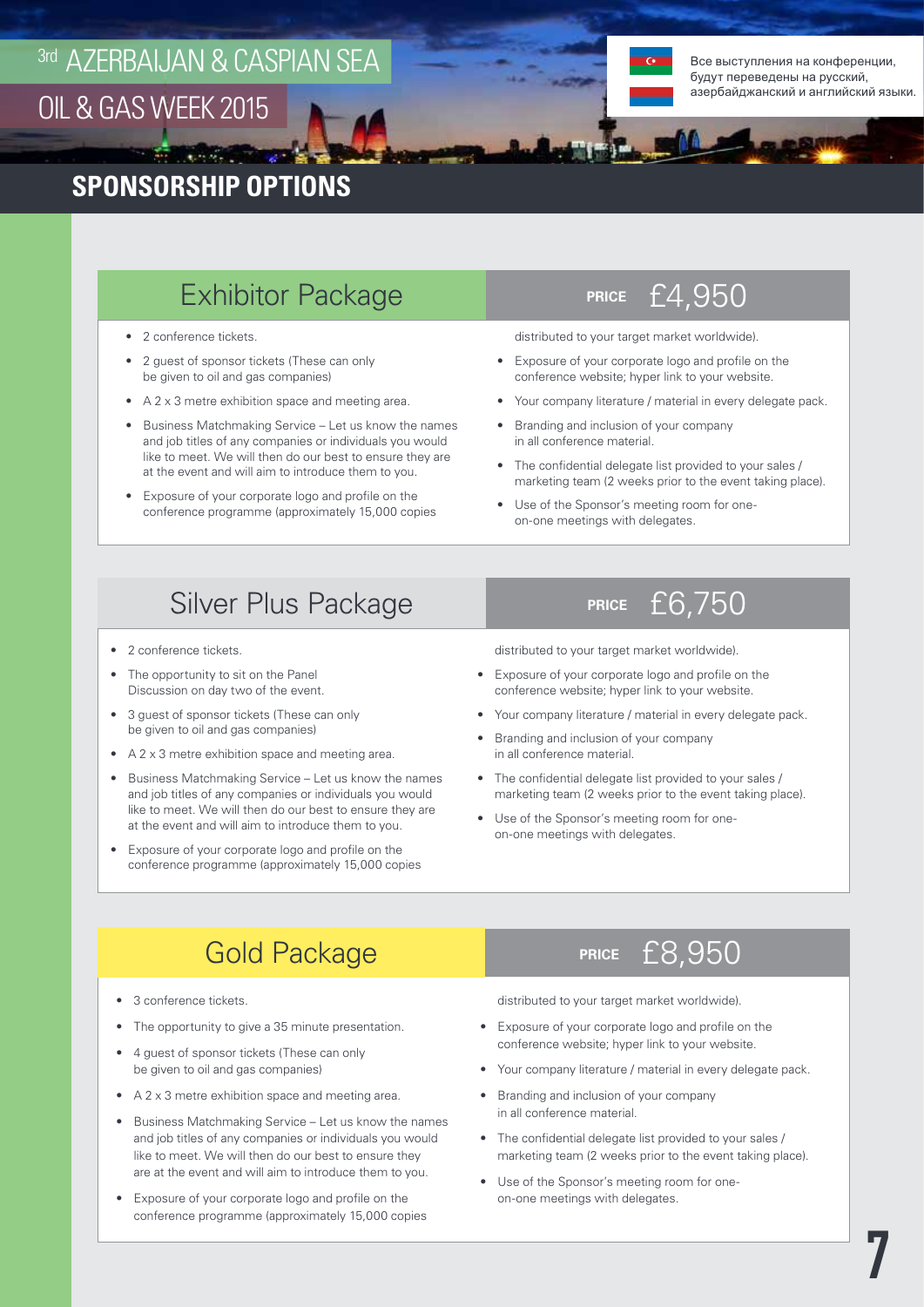# 3rd AZERBAIJAN & CASPIAN SEA OIL & GAS WEEK 2015

Все выступления на конференции, будут переведены на русский, азербайджанский и английский языки.

## SPONSORSHIP OPTIONS

### Exhibitor Package

**PRICE** £4,950

- 2 conference tickets.
- 2 guest of sponsor tickets (These can only be given to oil and gas companies)
- A 2 x 3 metre exhibition space and meeting area.
- Business Matchmaking Service – Let us know the names and job titles of any companies or individuals you would like to meet. We will then do our best to ensure they are at the event and will aim to introduce them to you.
- Exposure of your corporate logo and profile on the conference programme (approximately 15,000 copies distributed to your target market worldwide).
- Exposure of your corporate logo and profile on the conference website; hyper link to your website.
- Your company literature / material in every delegate pack.
- Branding and inclusion of your company in all conference material.
- The confidential delegate list provided to your sales / marketing team (2 weeks prior to the event taking place).
- Use of the Sponsor's meeting room for one-on-one meetings with delegates.

### Silver Plus Package

**PRICE** £6,750

- 2 conference tickets.
- The opportunity to sit on the Panel Discussion on day two of the event.
- 3 guest of sponsor tickets (These can only be given to oil and gas companies)
- A 2 x 3 metre exhibition space and meeting area.
- Business Matchmaking Service – Let us know the names and job titles of any companies or individuals you would like to meet. We will then do our best to ensure they are at the event and will aim to introduce them to you.
- Exposure of your corporate logo and profile on the conference programme (approximately 15,000 copies distributed to your target market worldwide).
- Exposure of your corporate logo and profile on the conference website; hyper link to your website.
- Your company literature / material in every delegate pack.
- Branding and inclusion of your company in all conference material.
- The confidential delegate list provided to your sales / marketing team (2 weeks prior to the event taking place).
- Use of the Sponsor's meeting room for one-on-one meetings with delegates.

### Gold Package

**PRICE** £8,950

- 3 conference tickets.
- The opportunity to give a 35 minute presentation.
- 4 guest of sponsor tickets (These can only be given to oil and gas companies)
- A 2 x 3 metre exhibition space and meeting area.
- Business Matchmaking Service – Let us know the names and job titles of any companies or individuals you would like to meet. We will then do our best to ensure they are at the event and will aim to introduce them to you.
- Exposure of your corporate logo and profile on the conference programme (approximately 15,000 copies distributed to your target market worldwide).
- Exposure of your corporate logo and profile on the conference website; hyper link to your website.
- Your company literature / material in every delegate pack.
- Branding and inclusion of your company in all conference material.
- The confidential delegate list provided to your sales / marketing team (2 weeks prior to the event taking place).
- Use of the Sponsor's meeting room for one-on-one meetings with delegates.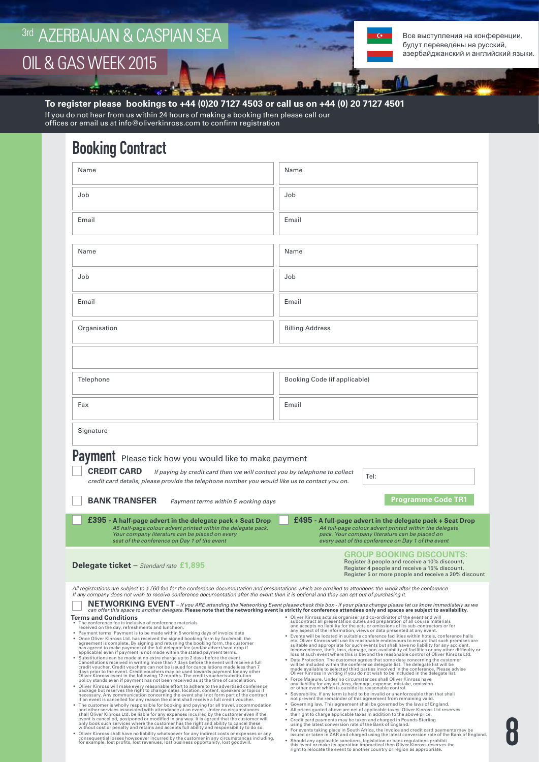# 3rd AZERBAIJAN & CASPIAN SEA OIL & GAS WEEK 2015

Все выступления на конференции, будут переведены на русский, азербайджанский и английский языки.

**To register please bookings to +44 (0)20 7127 4503 or call us on +44 (0) 20 7127 4501**

If you do not hear from us within 24 hours of making a booking then please call our offices or email us at info@oliverkinross.com to confirm registration

## Booking Contract

| | |
|---|---|
| Name | Name |
| Job | Job |
| Email | Email |

| | |
|---|---|
| Name | Name |
| Job | Job |
| Email | Email |
| Organisation | Billing Address |
| | |
| Telephone | Booking Code (if applicable) |
| Fax | Email |
| Signature | |

## Payment

Please tick how you would like to make payment

☐ **CREDIT CARD** *If paying by credit card then we will contact you by telephone to collect credit card details, please provide the telephone number you would like us to contact you on.*

Tel:

☐ **BANK TRANSFER** *Payment terms within 5 working days*

**Programme Code TR1**

☐ **£395 - A half-page advert in the delegate pack + Seat Drop**
*A5 half-page colour advert printed within the delegate pack. Your company literature can be placed on every seat of the conference on Day 1 of the event*

☐ **£495 - A full-page advert in the delegate pack + Seat Drop**
*A4 full-page colour advert printed within the delegate pack. Your company literature can be placed on every seat of the conference on Day 1 of the event*

**Delegate ticket** – *Standard rate* **£1,895**

**GROUP BOOKING DISCOUNTS:**
Register 3 people and receive a 10% discount,
Register 4 people and receive a 15% discount,
Register 5 or more people and receive a 20% discount

*All registrations are subject to a £60 fee for the conference documentation and presentations which are emailed to attendees the week after the conference. If any company does not wish to receive conference documentation after the event then it is optional and they can opt out of purchasing it.*

☐ **NETWORKING EVENT** – *If you ARE attending the Networking Event please check this box - if your plans change please let us know immediately as we can offer this space to another delegate.* **Please note that the networking event is strictly for conference attendees only and spaces are subject to availability.**

### Terms and Conditions

- The conference fee is inclusive of conference materials received on the day, refreshments and luncheon.
- Payment terms: Payment is to be made within 5 working days of invoice date
- Once Oliver Kinross Ltd. has received the signed booking form by fax/email, the agreement is complete. By signing and returning the booking form, the customer has agreed to make payment of the full delegate fee (and/or advert/seat drop if applicable) even if payment is not made within the stated payment terms.
- Substitutions can be made at no extra charge up to 2 days before the event. Cancellations received in writing more than 7 days before the event will receive a full credit voucher. Credit vouchers can not be issued for cancellations made less than 7 days prior to the event. Credit vouchers may be used towards payment for any other Oliver Kinross event in the following 12 months. The credit voucher/substitution policy stands even if payment has not been received as at the time of cancellation.
- Oliver Kinross will make every reasonable effort to adhere to the advertised conference package but reserves the right to change dates, location, content, speakers or topics if necessary. Any communication concerning the event shall not form part of the contract. If an event is cancelled for any reason the client shall receive a full credit voucher.
- The customer is wholly responsible for booking and paying for all travel, accommodation and other services associated with attendance at an event. Under no circumstances shall Oliver Kinross Ltd. be liable for any expenses incurred by the customer even if the event is cancelled, postponed or modified in any way. It is agreed that the customer will only book such services where the customer has the right and ability to cancel these without cost or penalty and retains and accepts full ability and responsibility to do so.
- Oliver Kinross shall have no liability whatsoever for any indirect costs or expenses or any consequential losses howsoever incurred by the customer in any circumstances including, for example, lost profits, lost revenues, lost business opportunity, lost goodwill.
- Oliver Kinross acts as organiser and co-ordinator of the event and will subcontract all presentation duties and preparation of all course materials and accepts no liability for the acts or omissions of its sub-contractors or for any aspect of the information, views or data presented at any event.
- Events will be located in suitable conference facilities within hotels, conference halls etc. Oliver Kinross will use its reasonable endeavours to ensure that such premises are suitable and appropriate for such events but shall have no liability for any accident, inconvenience, theft, loss, damage, non-availability of facilities or any other difficulty or loss at such event where this is beyond the reasonable control of Oliver Kinross Ltd.
- Data Protection. The customer agrees that some data concerning the customer will be included within the conference delegate list. The delegate list will be made available to selected third parties involved in the conference. Please advise Oliver Kinross in writing if you do not wish to be included in the delegate list.
- Force Majeure. Under no circumstances shall Oliver Kinross have any liability for any act, loss, damage, expense, mistake, omission or other event which is outside its reasonable control.
- Severability. If any term is held to be invalid or unenforceable then that shall not prevent the remainder of this agreement from remaining valid.
- Governing law. This agreement shall be governed by the laws of England.
- All prices quoted above are net of applicable taxes. Oliver Kinross Ltd reserves the right to charge applicable taxes in addition to the above price.
- Credit card payments may be taken and charged in Pounds Sterling using the latest conversion rate of the Bank of England.
- For events taking place in South Africa, the invoice and credit card payments may be issued or taken in ZAR and charged using the latest conversion rate of the Bank of England.
- Should any applicable sanctions, legislation or bank regulations prohibit this event or make its operation impractical then Oliver Kinross reserves the right to relocate the event to another country or region as appropriate.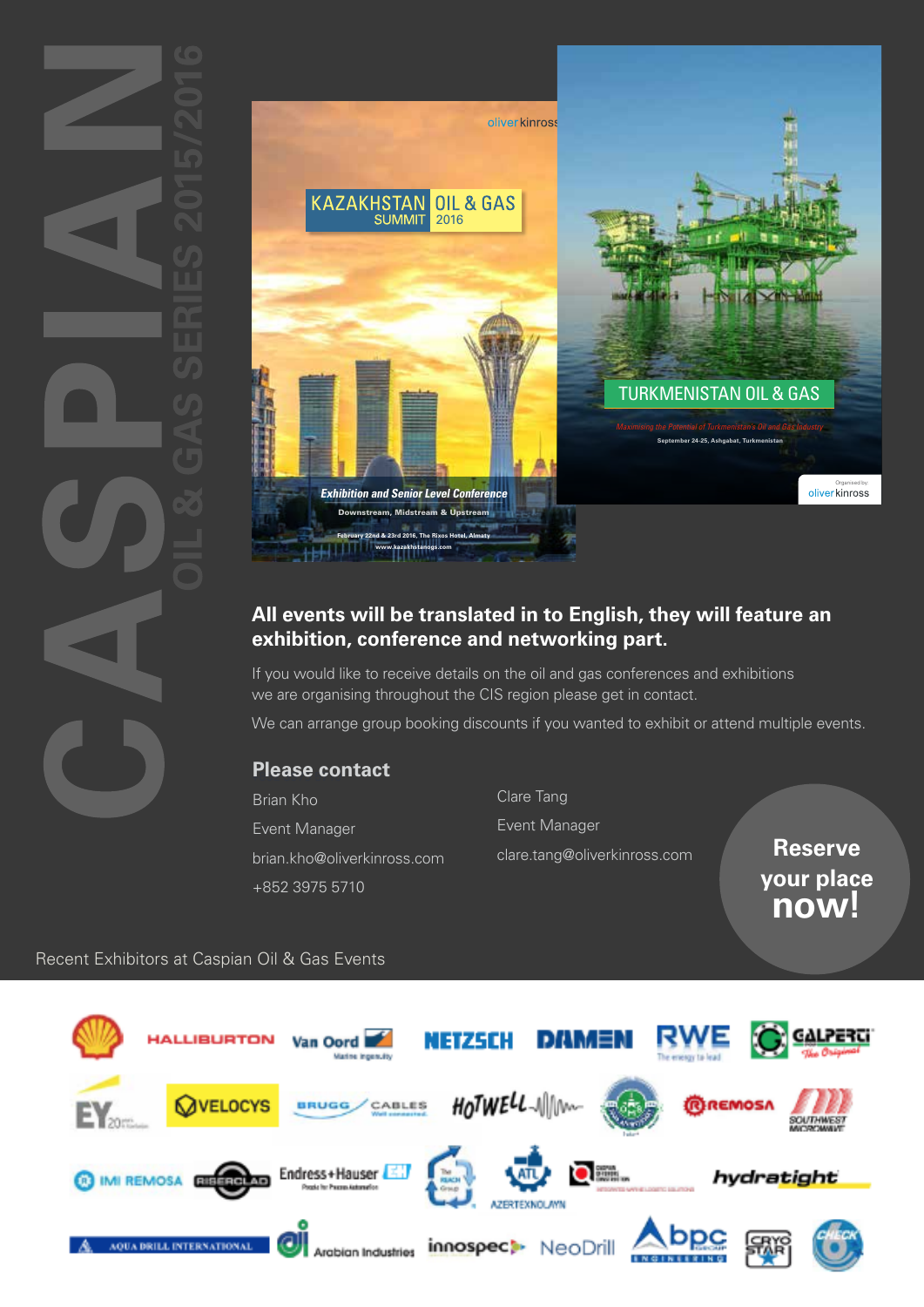# CASPIAN

## OIL & GAS SERIES 2015/2016

KAZAKHSTAN OIL & GAS SUMMIT 2016

Exhibition and Senior Level Conference

Downstream, Midstream & Upstream

February 22nd & 23rd 2016, The Rixos Hotel, Almaty

www.kazakhstanogs.com

TURKMENISTAN OIL & GAS

Maximising the Potential of Turkmenistan's Oil and Gas Industry

September 24-25, Ashgabat, Turkmenistan

Organised by: oliverkinross

**All events will be translated in to English, they will feature an exhibition, conference and networking part.**

If you would like to receive details on the oil and gas conferences and exhibitions we are organising throughout the CIS region please get in contact.

We can arrange group booking discounts if you wanted to exhibit or attend multiple events.

### Please contact

Brian Kho
Event Manager
brian.kho@oliverkinross.com
+852 3975 5710

Clare Tang
Event Manager
clare.tang@oliverkinross.com

**Reserve your place now!**

Recent Exhibitors at Caspian Oil & Gas Events

Shell, Halliburton, Van Oord, Netzsch, Damen, RWE, Galperti, EY, Velocys, Brugg Cables, Hotwell, Remosa, Southwest Microwave, IMI Remosa, Riserclad, Endress+Hauser, The Reach Group, ATL Azertexnolayn, Aqua Drill International, Arabian Industries, Innospec, NeoDrill, Abpc Engineering, Cryostar, Check-6